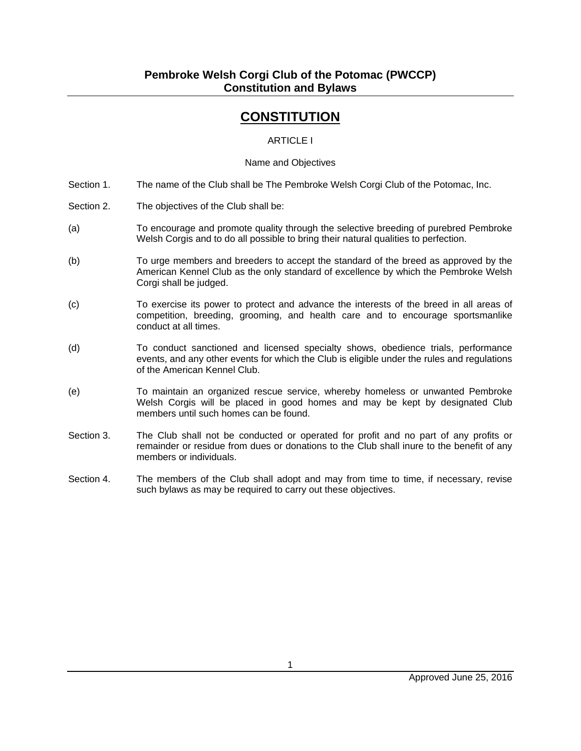# Pembroke Welsh Corgi Club of the Potomac (PWCCP)
# Constitution and Bylaws

## CONSTITUTION

### ARTICLE I

### Name and Objectives

Section 1. The name of the Club shall be The Pembroke Welsh Corgi Club of the Potomac, Inc.

Section 2. The objectives of the Club shall be:

(a) To encourage and promote quality through the selective breeding of purebred Pembroke Welsh Corgis and to do all possible to bring their natural qualities to perfection.

(b) To urge members and breeders to accept the standard of the breed as approved by the American Kennel Club as the only standard of excellence by which the Pembroke Welsh Corgi shall be judged.

(c) To exercise its power to protect and advance the interests of the breed in all areas of competition, breeding, grooming, and health care and to encourage sportsmanlike conduct at all times.

(d) To conduct sanctioned and licensed specialty shows, obedience trials, performance events, and any other events for which the Club is eligible under the rules and regulations of the American Kennel Club.

(e) To maintain an organized rescue service, whereby homeless or unwanted Pembroke Welsh Corgis will be placed in good homes and may be kept by designated Club members until such homes can be found.

Section 3. The Club shall not be conducted or operated for profit and no part of any profits or remainder or residue from dues or donations to the Club shall inure to the benefit of any members or individuals.

Section 4. The members of the Club shall adopt and may from time to time, if necessary, revise such bylaws as may be required to carry out these objectives.

Approved June 25, 2016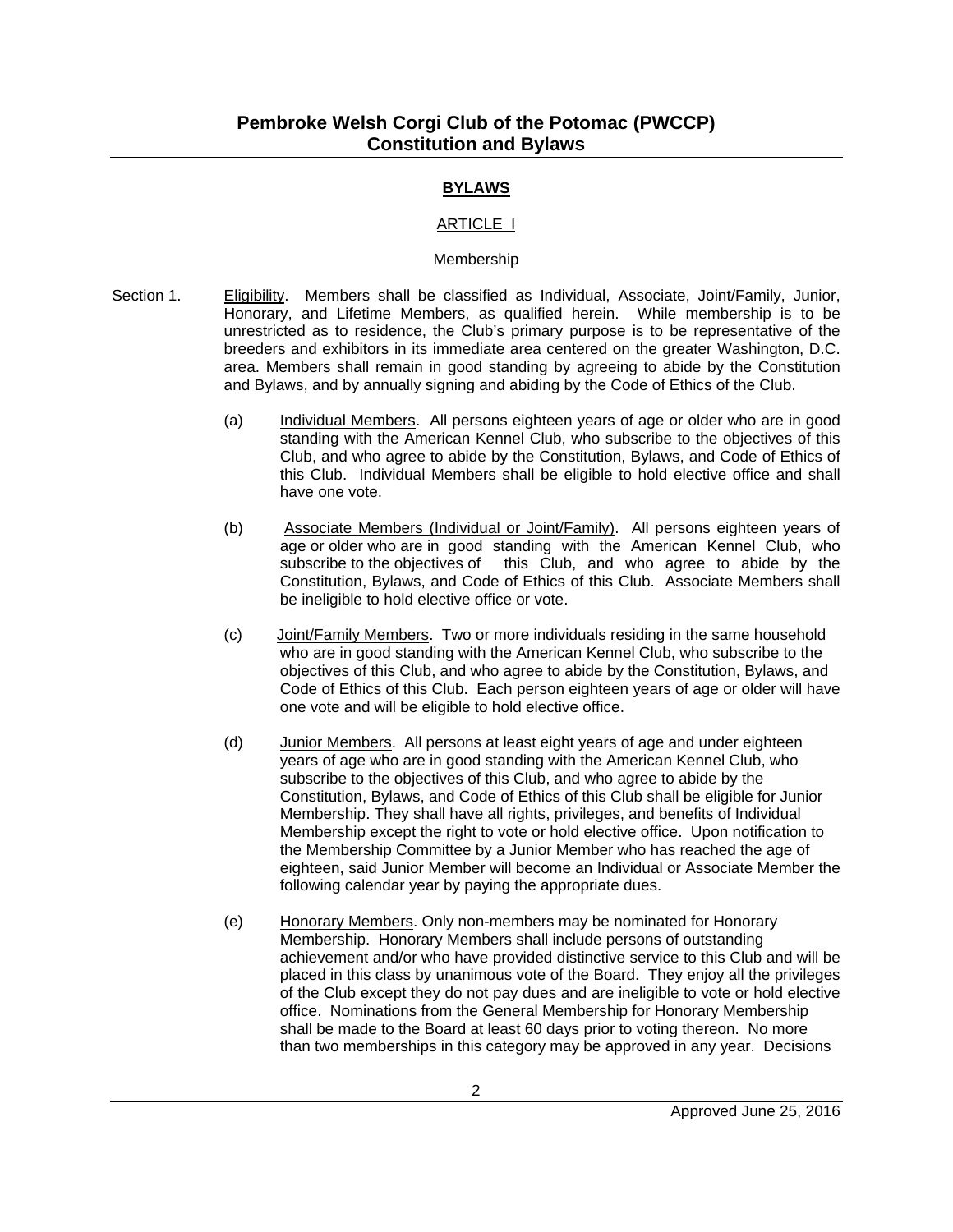## BYLAWS

### ARTICLE I

#### Membership

Section 1. Eligibility. Members shall be classified as Individual, Associate, Joint/Family, Junior, Honorary, and Lifetime Members, as qualified herein. While membership is to be unrestricted as to residence, the Club's primary purpose is to be representative of the breeders and exhibitors in its immediate area centered on the greater Washington, D.C. area. Members shall remain in good standing by agreeing to abide by the Constitution and Bylaws, and by annually signing and abiding by the Code of Ethics of the Club.

(a) Individual Members. All persons eighteen years of age or older who are in good standing with the American Kennel Club, who subscribe to the objectives of this Club, and who agree to abide by the Constitution, Bylaws, and Code of Ethics of this Club. Individual Members shall be eligible to hold elective office and shall have one vote.

(b) Associate Members (Individual or Joint/Family). All persons eighteen years of age or older who are in good standing with the American Kennel Club, who subscribe to the objectives of this Club, and who agree to abide by the Constitution, Bylaws, and Code of Ethics of this Club. Associate Members shall be ineligible to hold elective office or vote.

(c) Joint/Family Members. Two or more individuals residing in the same household who are in good standing with the American Kennel Club, who subscribe to the objectives of this Club, and who agree to abide by the Constitution, Bylaws, and Code of Ethics of this Club. Each person eighteen years of age or older will have one vote and will be eligible to hold elective office.

(d) Junior Members. All persons at least eight years of age and under eighteen years of age who are in good standing with the American Kennel Club, who subscribe to the objectives of this Club, and who agree to abide by the Constitution, Bylaws, and Code of Ethics of this Club shall be eligible for Junior Membership. They shall have all rights, privileges, and benefits of Individual Membership except the right to vote or hold elective office. Upon notification to the Membership Committee by a Junior Member who has reached the age of eighteen, said Junior Member will become an Individual or Associate Member the following calendar year by paying the appropriate dues.

(e) Honorary Members. Only non-members may be nominated for Honorary Membership. Honorary Members shall include persons of outstanding achievement and/or who have provided distinctive service to this Club and will be placed in this class by unanimous vote of the Board. They enjoy all the privileges of the Club except they do not pay dues and are ineligible to vote or hold elective office. Nominations from the General Membership for Honorary Membership shall be made to the Board at least 60 days prior to voting thereon. No more than two memberships in this category may be approved in any year. Decisions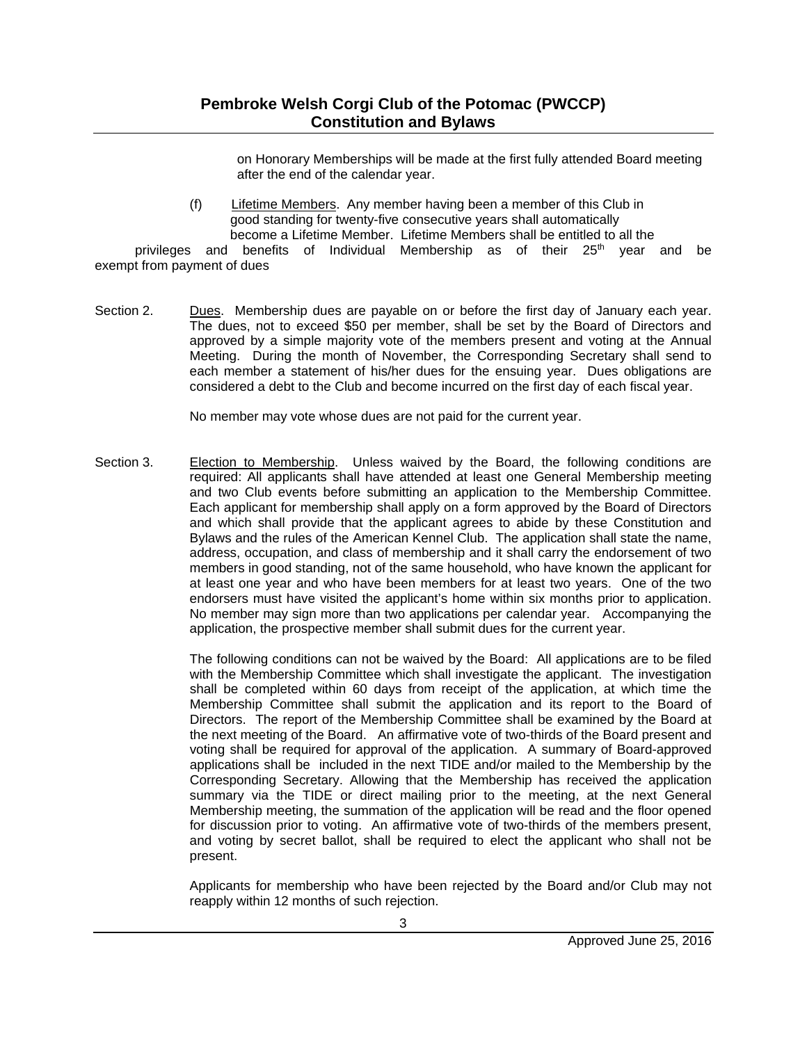on Honorary Memberships will be made at the first fully attended Board meeting after the end of the calendar year.

(f) Lifetime Members. Any member having been a member of this Club in good standing for twenty-five consecutive years shall automatically become a Lifetime Member. Lifetime Members shall be entitled to all the privileges and benefits of Individual Membership as of their 25th year and be exempt from payment of dues

Section 2. Dues. Membership dues are payable on or before the first day of January each year. The dues, not to exceed $50 per member, shall be set by the Board of Directors and approved by a simple majority vote of the members present and voting at the Annual Meeting. During the month of November, the Corresponding Secretary shall send to each member a statement of his/her dues for the ensuing year. Dues obligations are considered a debt to the Club and become incurred on the first day of each fiscal year.

No member may vote whose dues are not paid for the current year.

Section 3. Election to Membership. Unless waived by the Board, the following conditions are required: All applicants shall have attended at least one General Membership meeting and two Club events before submitting an application to the Membership Committee. Each applicant for membership shall apply on a form approved by the Board of Directors and which shall provide that the applicant agrees to abide by these Constitution and Bylaws and the rules of the American Kennel Club. The application shall state the name, address, occupation, and class of membership and it shall carry the endorsement of two members in good standing, not of the same household, who have known the applicant for at least one year and who have been members for at least two years. One of the two endorsers must have visited the applicant's home within six months prior to application. No member may sign more than two applications per calendar year. Accompanying the application, the prospective member shall submit dues for the current year.

The following conditions can not be waived by the Board: All applications are to be filed with the Membership Committee which shall investigate the applicant. The investigation shall be completed within 60 days from receipt of the application, at which time the Membership Committee shall submit the application and its report to the Board of Directors. The report of the Membership Committee shall be examined by the Board at the next meeting of the Board. An affirmative vote of two-thirds of the Board present and voting shall be required for approval of the application. A summary of Board-approved applications shall be included in the next TIDE and/or mailed to the Membership by the Corresponding Secretary. Allowing that the Membership has received the application summary via the TIDE or direct mailing prior to the meeting, at the next General Membership meeting, the summation of the application will be read and the floor opened for discussion prior to voting. An affirmative vote of two-thirds of the members present, and voting by secret ballot, shall be required to elect the applicant who shall not be present.

Applicants for membership who have been rejected by the Board and/or Club may not reapply within 12 months of such rejection.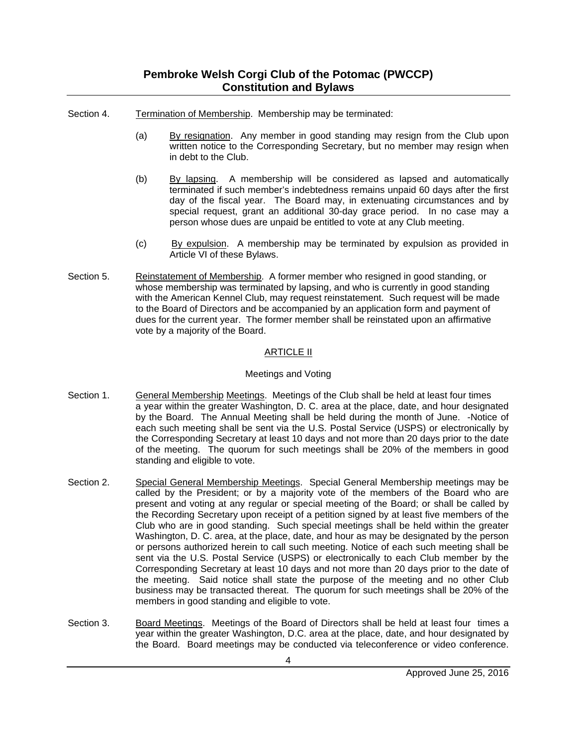Section 4. Termination of Membership. Membership may be terminated:

(a) By resignation. Any member in good standing may resign from the Club upon written notice to the Corresponding Secretary, but no member may resign when in debt to the Club.

(b) By lapsing. A membership will be considered as lapsed and automatically terminated if such member's indebtedness remains unpaid 60 days after the first day of the fiscal year. The Board may, in extenuating circumstances and by special request, grant an additional 30-day grace period. In no case may a person whose dues are unpaid be entitled to vote at any Club meeting.

(c) By expulsion. A membership may be terminated by expulsion as provided in Article VI of these Bylaws.

Section 5. Reinstatement of Membership. A former member who resigned in good standing, or whose membership was terminated by lapsing, and who is currently in good standing with the American Kennel Club, may request reinstatement. Such request will be made to the Board of Directors and be accompanied by an application form and payment of dues for the current year. The former member shall be reinstated upon an affirmative vote by a majority of the Board.

## ARTICLE II

### Meetings and Voting

Section 1. General Membership Meetings. Meetings of the Club shall be held at least four times a year within the greater Washington, D. C. area at the place, date, and hour designated by the Board. The Annual Meeting shall be held during the month of June. -Notice of each such meeting shall be sent via the U.S. Postal Service (USPS) or electronically by the Corresponding Secretary at least 10 days and not more than 20 days prior to the date of the meeting. The quorum for such meetings shall be 20% of the members in good standing and eligible to vote.

Section 2. Special General Membership Meetings. Special General Membership meetings may be called by the President; or by a majority vote of the members of the Board who are present and voting at any regular or special meeting of the Board; or shall be called by the Recording Secretary upon receipt of a petition signed by at least five members of the Club who are in good standing. Such special meetings shall be held within the greater Washington, D. C. area, at the place, date, and hour as may be designated by the person or persons authorized herein to call such meeting. Notice of each such meeting shall be sent via the U.S. Postal Service (USPS) or electronically to each Club member by the Corresponding Secretary at least 10 days and not more than 20 days prior to the date of the meeting. Said notice shall state the purpose of the meeting and no other Club business may be transacted thereat. The quorum for such meetings shall be 20% of the members in good standing and eligible to vote.

Section 3. Board Meetings. Meetings of the Board of Directors shall be held at least four times a year within the greater Washington, D.C. area at the place, date, and hour designated by the Board. Board meetings may be conducted via teleconference or video conference.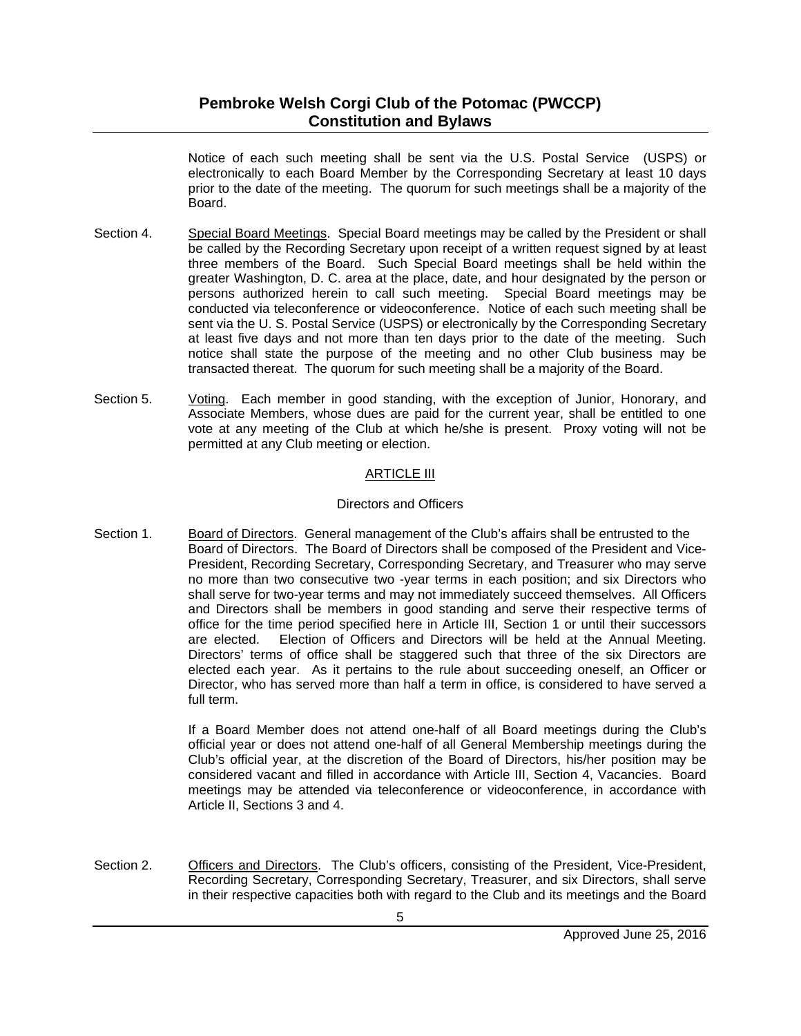Notice of each such meeting shall be sent via the U.S. Postal Service (USPS) or electronically to each Board Member by the Corresponding Secretary at least 10 days prior to the date of the meeting. The quorum for such meetings shall be a majority of the Board.

Section 4. Special Board Meetings. Special Board meetings may be called by the President or shall be called by the Recording Secretary upon receipt of a written request signed by at least three members of the Board. Such Special Board meetings shall be held within the greater Washington, D. C. area at the place, date, and hour designated by the person or persons authorized herein to call such meeting. Special Board meetings may be conducted via teleconference or videoconference. Notice of each such meeting shall be sent via the U. S. Postal Service (USPS) or electronically by the Corresponding Secretary at least five days and not more than ten days prior to the date of the meeting. Such notice shall state the purpose of the meeting and no other Club business may be transacted thereat. The quorum for such meeting shall be a majority of the Board.

Section 5. Voting. Each member in good standing, with the exception of Junior, Honorary, and Associate Members, whose dues are paid for the current year, shall be entitled to one vote at any meeting of the Club at which he/she is present. Proxy voting will not be permitted at any Club meeting or election.

## ARTICLE III

### Directors and Officers

Section 1. Board of Directors. General management of the Club's affairs shall be entrusted to the Board of Directors. The Board of Directors shall be composed of the President and Vice-President, Recording Secretary, Corresponding Secretary, and Treasurer who may serve no more than two consecutive two -year terms in each position; and six Directors who shall serve for two-year terms and may not immediately succeed themselves. All Officers and Directors shall be members in good standing and serve their respective terms of office for the time period specified here in Article III, Section 1 or until their successors are elected. Election of Officers and Directors will be held at the Annual Meeting. Directors' terms of office shall be staggered such that three of the six Directors are elected each year. As it pertains to the rule about succeeding oneself, an Officer or Director, who has served more than half a term in office, is considered to have served a full term.

If a Board Member does not attend one-half of all Board meetings during the Club's official year or does not attend one-half of all General Membership meetings during the Club's official year, at the discretion of the Board of Directors, his/her position may be considered vacant and filled in accordance with Article III, Section 4, Vacancies. Board meetings may be attended via teleconference or videoconference, in accordance with Article II, Sections 3 and 4.

Section 2. Officers and Directors. The Club's officers, consisting of the President, Vice-President, Recording Secretary, Corresponding Secretary, Treasurer, and six Directors, shall serve in their respective capacities both with regard to the Club and its meetings and the Board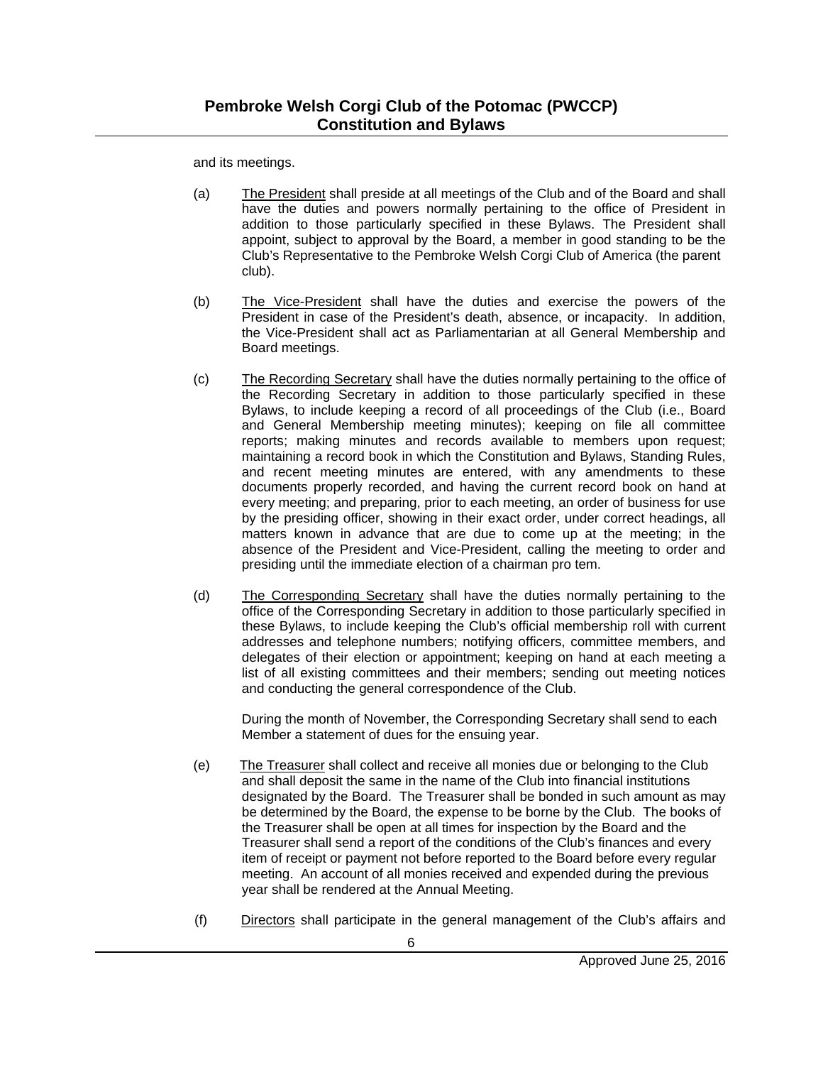and its meetings.

(a) The President shall preside at all meetings of the Club and of the Board and shall have the duties and powers normally pertaining to the office of President in addition to those particularly specified in these Bylaws. The President shall appoint, subject to approval by the Board, a member in good standing to be the Club's Representative to the Pembroke Welsh Corgi Club of America (the parent club).

(b) The Vice-President shall have the duties and exercise the powers of the President in case of the President's death, absence, or incapacity. In addition, the Vice-President shall act as Parliamentarian at all General Membership and Board meetings.

(c) The Recording Secretary shall have the duties normally pertaining to the office of the Recording Secretary in addition to those particularly specified in these Bylaws, to include keeping a record of all proceedings of the Club (i.e., Board and General Membership meeting minutes); keeping on file all committee reports; making minutes and records available to members upon request; maintaining a record book in which the Constitution and Bylaws, Standing Rules, and recent meeting minutes are entered, with any amendments to these documents properly recorded, and having the current record book on hand at every meeting; and preparing, prior to each meeting, an order of business for use by the presiding officer, showing in their exact order, under correct headings, all matters known in advance that are due to come up at the meeting; in the absence of the President and Vice-President, calling the meeting to order and presiding until the immediate election of a chairman pro tem.

(d) The Corresponding Secretary shall have the duties normally pertaining to the office of the Corresponding Secretary in addition to those particularly specified in these Bylaws, to include keeping the Club's official membership roll with current addresses and telephone numbers; notifying officers, committee members, and delegates of their election or appointment; keeping on hand at each meeting a list of all existing committees and their members; sending out meeting notices and conducting the general correspondence of the Club.

During the month of November, the Corresponding Secretary shall send to each Member a statement of dues for the ensuing year.

(e) The Treasurer shall collect and receive all monies due or belonging to the Club and shall deposit the same in the name of the Club into financial institutions designated by the Board. The Treasurer shall be bonded in such amount as may be determined by the Board, the expense to be borne by the Club. The books of the Treasurer shall be open at all times for inspection by the Board and the Treasurer shall send a report of the conditions of the Club's finances and every item of receipt or payment not before reported to the Board before every regular meeting. An account of all monies received and expended during the previous year shall be rendered at the Annual Meeting.

(f) Directors shall participate in the general management of the Club's affairs and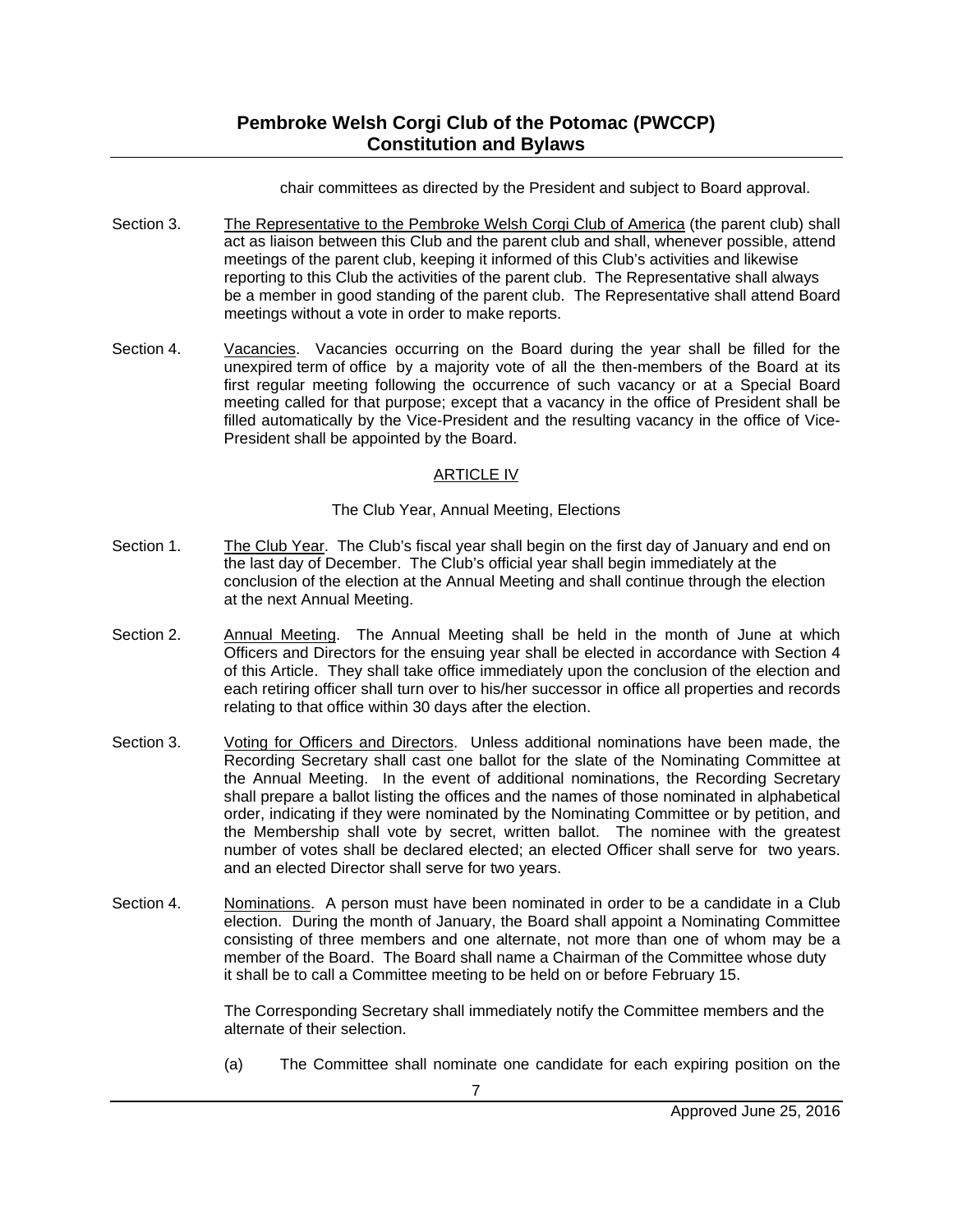chair committees as directed by the President and subject to Board approval.

Section 3. The Representative to the Pembroke Welsh Corgi Club of America (the parent club) shall act as liaison between this Club and the parent club and shall, whenever possible, attend meetings of the parent club, keeping it informed of this Club's activities and likewise reporting to this Club the activities of the parent club. The Representative shall always be a member in good standing of the parent club. The Representative shall attend Board meetings without a vote in order to make reports.

Section 4. Vacancies. Vacancies occurring on the Board during the year shall be filled for the unexpired term of office by a majority vote of all the then-members of the Board at its first regular meeting following the occurrence of such vacancy or at a Special Board meeting called for that purpose; except that a vacancy in the office of President shall be filled automatically by the Vice-President and the resulting vacancy in the office of Vice-President shall be appointed by the Board.

## ARTICLE IV

### The Club Year, Annual Meeting, Elections

Section 1. The Club Year. The Club's fiscal year shall begin on the first day of January and end on the last day of December. The Club's official year shall begin immediately at the conclusion of the election at the Annual Meeting and shall continue through the election at the next Annual Meeting.

Section 2. Annual Meeting. The Annual Meeting shall be held in the month of June at which Officers and Directors for the ensuing year shall be elected in accordance with Section 4 of this Article. They shall take office immediately upon the conclusion of the election and each retiring officer shall turn over to his/her successor in office all properties and records relating to that office within 30 days after the election.

Section 3. Voting for Officers and Directors. Unless additional nominations have been made, the Recording Secretary shall cast one ballot for the slate of the Nominating Committee at the Annual Meeting. In the event of additional nominations, the Recording Secretary shall prepare a ballot listing the offices and the names of those nominated in alphabetical order, indicating if they were nominated by the Nominating Committee or by petition, and the Membership shall vote by secret, written ballot. The nominee with the greatest number of votes shall be declared elected; an elected Officer shall serve for two years. and an elected Director shall serve for two years.

Section 4. Nominations. A person must have been nominated in order to be a candidate in a Club election. During the month of January, the Board shall appoint a Nominating Committee consisting of three members and one alternate, not more than one of whom may be a member of the Board. The Board shall name a Chairman of the Committee whose duty it shall be to call a Committee meeting to be held on or before February 15.

The Corresponding Secretary shall immediately notify the Committee members and the alternate of their selection.

(a) The Committee shall nominate one candidate for each expiring position on the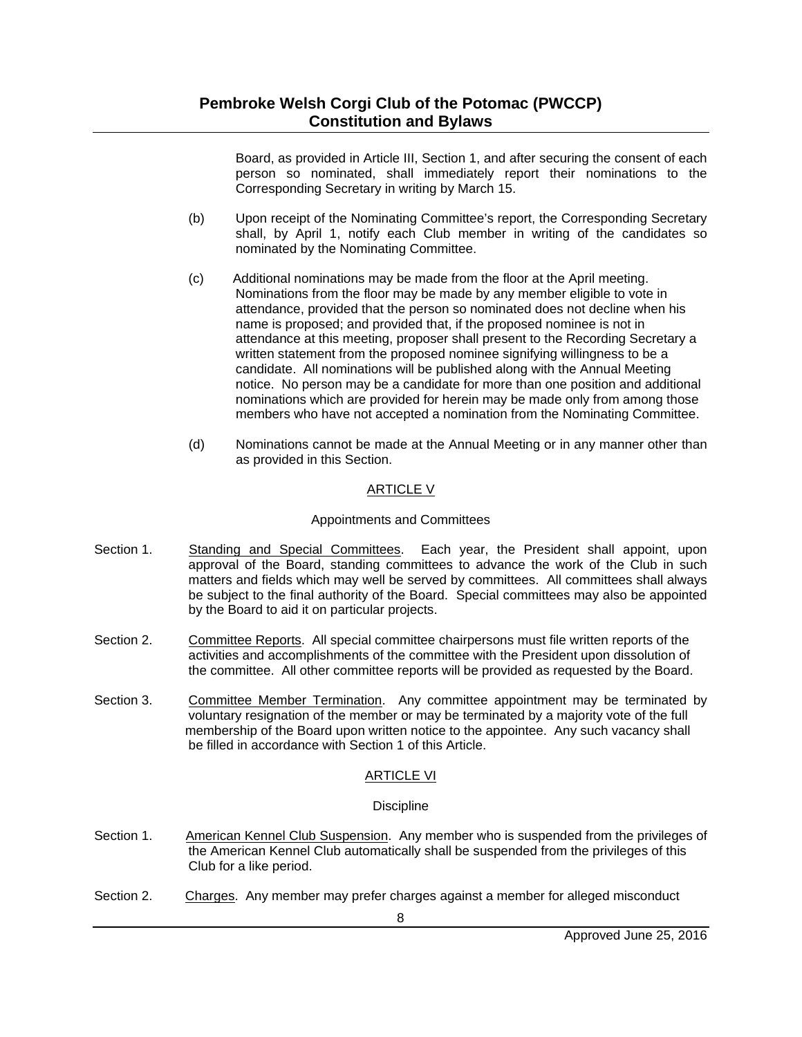Board, as provided in Article III, Section 1, and after securing the consent of each person so nominated, shall immediately report their nominations to the Corresponding Secretary in writing by March 15.

(b) Upon receipt of the Nominating Committee's report, the Corresponding Secretary shall, by April 1, notify each Club member in writing of the candidates so nominated by the Nominating Committee.

(c) Additional nominations may be made from the floor at the April meeting. Nominations from the floor may be made by any member eligible to vote in attendance, provided that the person so nominated does not decline when his name is proposed; and provided that, if the proposed nominee is not in attendance at this meeting, proposer shall present to the Recording Secretary a written statement from the proposed nominee signifying willingness to be a candidate. All nominations will be published along with the Annual Meeting notice. No person may be a candidate for more than one position and additional nominations which are provided for herein may be made only from among those members who have not accepted a nomination from the Nominating Committee.

(d) Nominations cannot be made at the Annual Meeting or in any manner other than as provided in this Section.

## ARTICLE V

### Appointments and Committees

Section 1. Standing and Special Committees. Each year, the President shall appoint, upon approval of the Board, standing committees to advance the work of the Club in such matters and fields which may well be served by committees. All committees shall always be subject to the final authority of the Board. Special committees may also be appointed by the Board to aid it on particular projects.

Section 2. Committee Reports. All special committee chairpersons must file written reports of the activities and accomplishments of the committee with the President upon dissolution of the committee. All other committee reports will be provided as requested by the Board.

Section 3. Committee Member Termination. Any committee appointment may be terminated by voluntary resignation of the member or may be terminated by a majority vote of the full membership of the Board upon written notice to the appointee. Any such vacancy shall be filled in accordance with Section 1 of this Article.

## ARTICLE VI

### Discipline

Section 1. American Kennel Club Suspension. Any member who is suspended from the privileges of the American Kennel Club automatically shall be suspended from the privileges of this Club for a like period.

Section 2. Charges. Any member may prefer charges against a member for alleged misconduct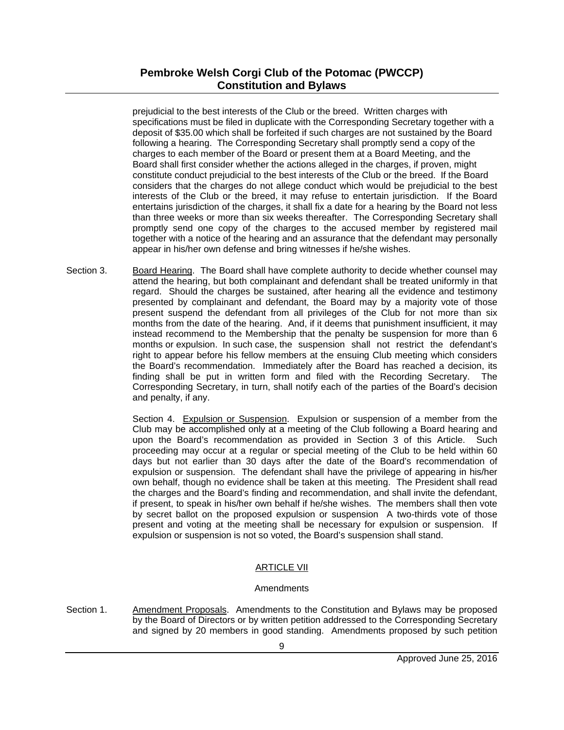prejudicial to the best interests of the Club or the breed. Written charges with specifications must be filed in duplicate with the Corresponding Secretary together with a deposit of $35.00 which shall be forfeited if such charges are not sustained by the Board following a hearing. The Corresponding Secretary shall promptly send a copy of the charges to each member of the Board or present them at a Board Meeting, and the Board shall first consider whether the actions alleged in the charges, if proven, might constitute conduct prejudicial to the best interests of the Club or the breed. If the Board considers that the charges do not allege conduct which would be prejudicial to the best interests of the Club or the breed, it may refuse to entertain jurisdiction. If the Board entertains jurisdiction of the charges, it shall fix a date for a hearing by the Board not less than three weeks or more than six weeks thereafter. The Corresponding Secretary shall promptly send one copy of the charges to the accused member by registered mail together with a notice of the hearing and an assurance that the defendant may personally appear in his/her own defense and bring witnesses if he/she wishes.

Section 3. Board Hearing. The Board shall have complete authority to decide whether counsel may attend the hearing, but both complainant and defendant shall be treated uniformly in that regard. Should the charges be sustained, after hearing all the evidence and testimony presented by complainant and defendant, the Board may by a majority vote of those present suspend the defendant from all privileges of the Club for not more than six months from the date of the hearing. And, if it deems that punishment insufficient, it may instead recommend to the Membership that the penalty be suspension for more than 6 months or expulsion. In such case, the suspension shall not restrict the defendant's right to appear before his fellow members at the ensuing Club meeting which considers the Board's recommendation. Immediately after the Board has reached a decision, its finding shall be put in written form and filed with the Recording Secretary. The Corresponding Secretary, in turn, shall notify each of the parties of the Board's decision and penalty, if any.

Section 4. Expulsion or Suspension. Expulsion or suspension of a member from the Club may be accomplished only at a meeting of the Club following a Board hearing and upon the Board's recommendation as provided in Section 3 of this Article. Such proceeding may occur at a regular or special meeting of the Club to be held within 60 days but not earlier than 30 days after the date of the Board's recommendation of expulsion or suspension. The defendant shall have the privilege of appearing in his/her own behalf, though no evidence shall be taken at this meeting. The President shall read the charges and the Board's finding and recommendation, and shall invite the defendant, if present, to speak in his/her own behalf if he/she wishes. The members shall then vote by secret ballot on the proposed expulsion or suspension A two-thirds vote of those present and voting at the meeting shall be necessary for expulsion or suspension. If expulsion or suspension is not so voted, the Board's suspension shall stand.

## ARTICLE VII

### Amendments

Section 1. Amendment Proposals. Amendments to the Constitution and Bylaws may be proposed by the Board of Directors or by written petition addressed to the Corresponding Secretary and signed by 20 members in good standing. Amendments proposed by such petition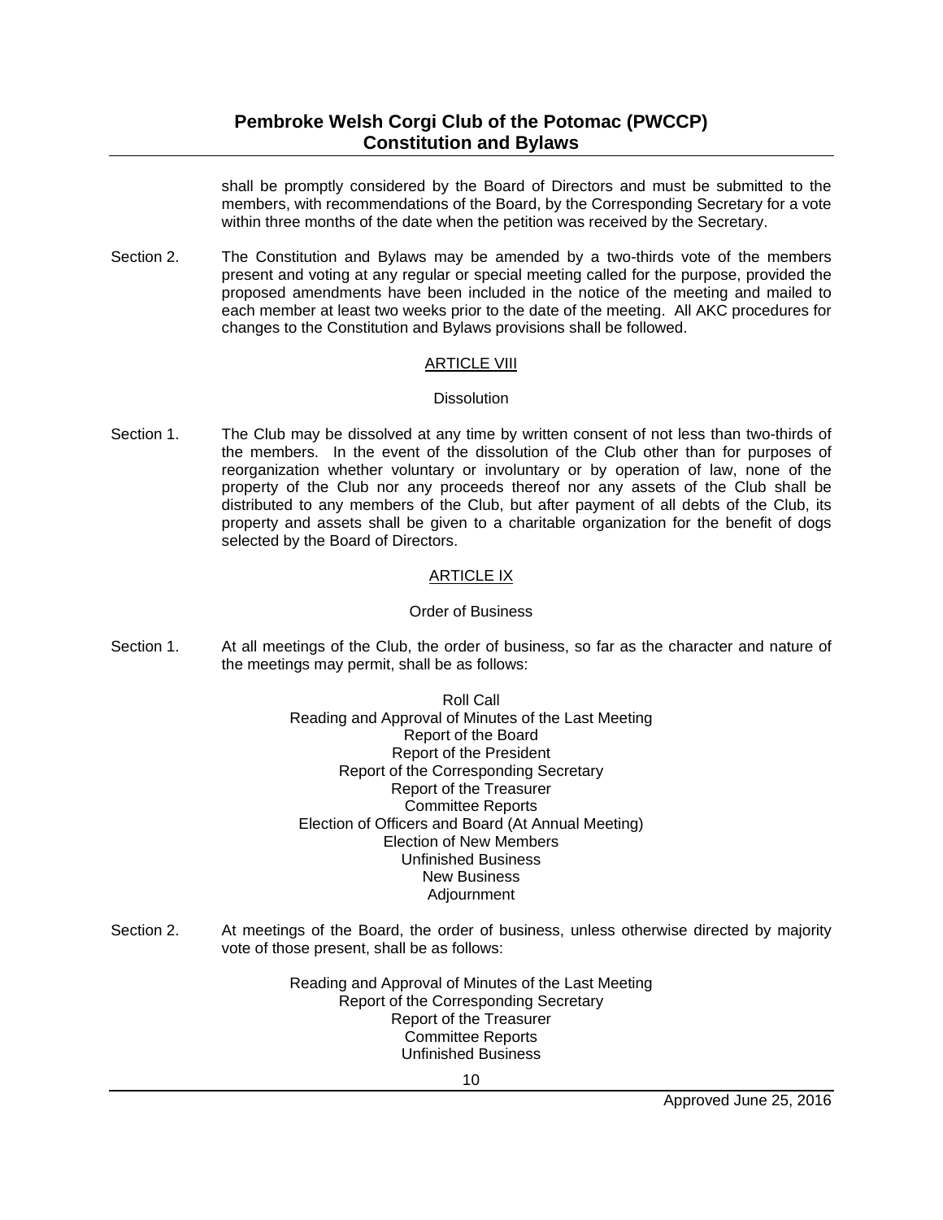shall be promptly considered by the Board of Directors and must be submitted to the members, with recommendations of the Board, by the Corresponding Secretary for a vote within three months of the date when the petition was received by the Secretary.

Section 2. The Constitution and Bylaws may be amended by a two-thirds vote of the members present and voting at any regular or special meeting called for the purpose, provided the proposed amendments have been included in the notice of the meeting and mailed to each member at least two weeks prior to the date of the meeting. All AKC procedures for changes to the Constitution and Bylaws provisions shall be followed.

## ARTICLE VIII

### Dissolution

Section 1. The Club may be dissolved at any time by written consent of not less than two-thirds of the members. In the event of the dissolution of the Club other than for purposes of reorganization whether voluntary or involuntary or by operation of law, none of the property of the Club nor any proceeds thereof nor any assets of the Club shall be distributed to any members of the Club, but after payment of all debts of the Club, its property and assets shall be given to a charitable organization for the benefit of dogs selected by the Board of Directors.

## ARTICLE IX

### Order of Business

Section 1. At all meetings of the Club, the order of business, so far as the character and nature of the meetings may permit, shall be as follows:

Roll Call
Reading and Approval of Minutes of the Last Meeting
Report of the Board
Report of the President
Report of the Corresponding Secretary
Report of the Treasurer
Committee Reports
Election of Officers and Board (At Annual Meeting)
Election of New Members
Unfinished Business
New Business
Adjournment

Section 2. At meetings of the Board, the order of business, unless otherwise directed by majority vote of those present, shall be as follows:

Reading and Approval of Minutes of the Last Meeting
Report of the Corresponding Secretary
Report of the Treasurer
Committee Reports
Unfinished Business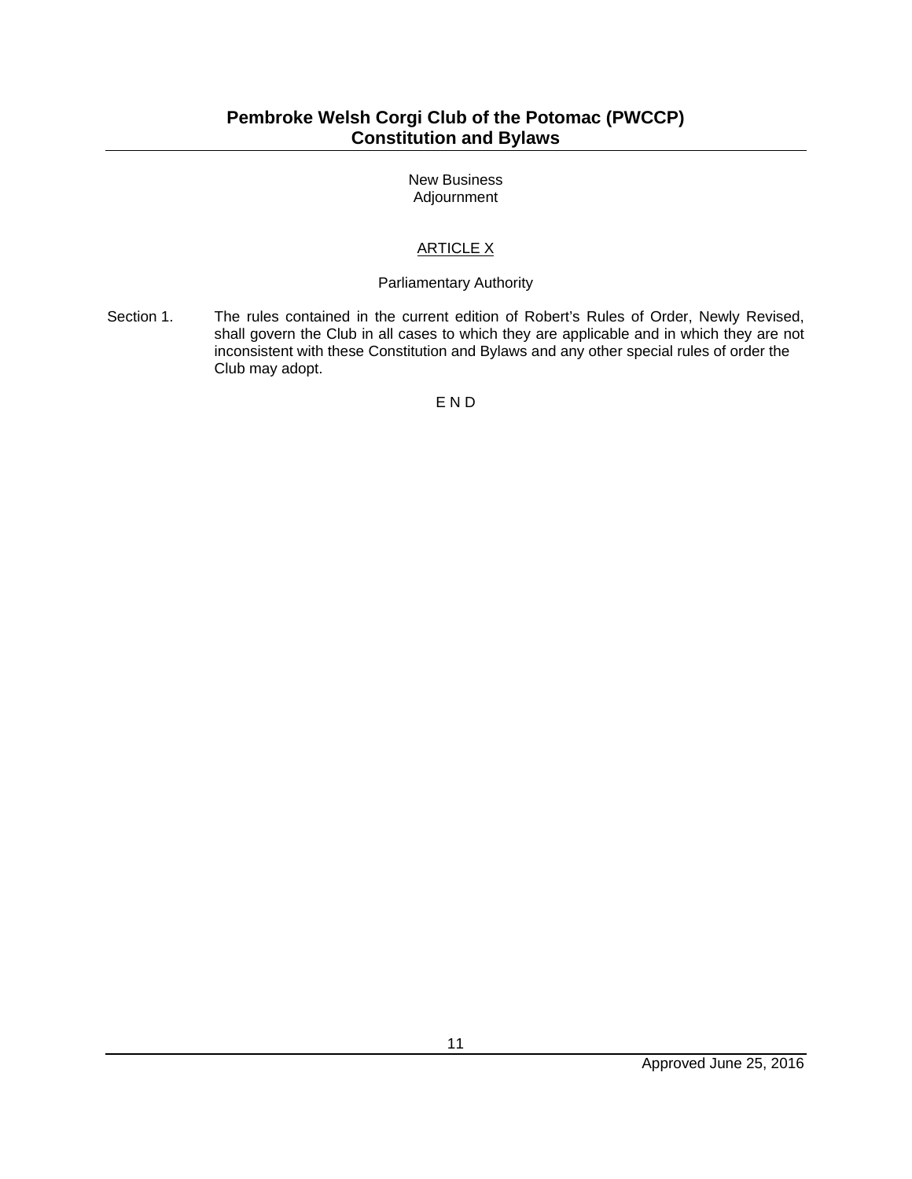New Business
Adjournment

## ARTICLE X

Parliamentary Authority

Section 1. The rules contained in the current edition of Robert's Rules of Order, Newly Revised, shall govern the Club in all cases to which they are applicable and in which they are not inconsistent with these Constitution and Bylaws and any other special rules of order the Club may adopt.

E N D